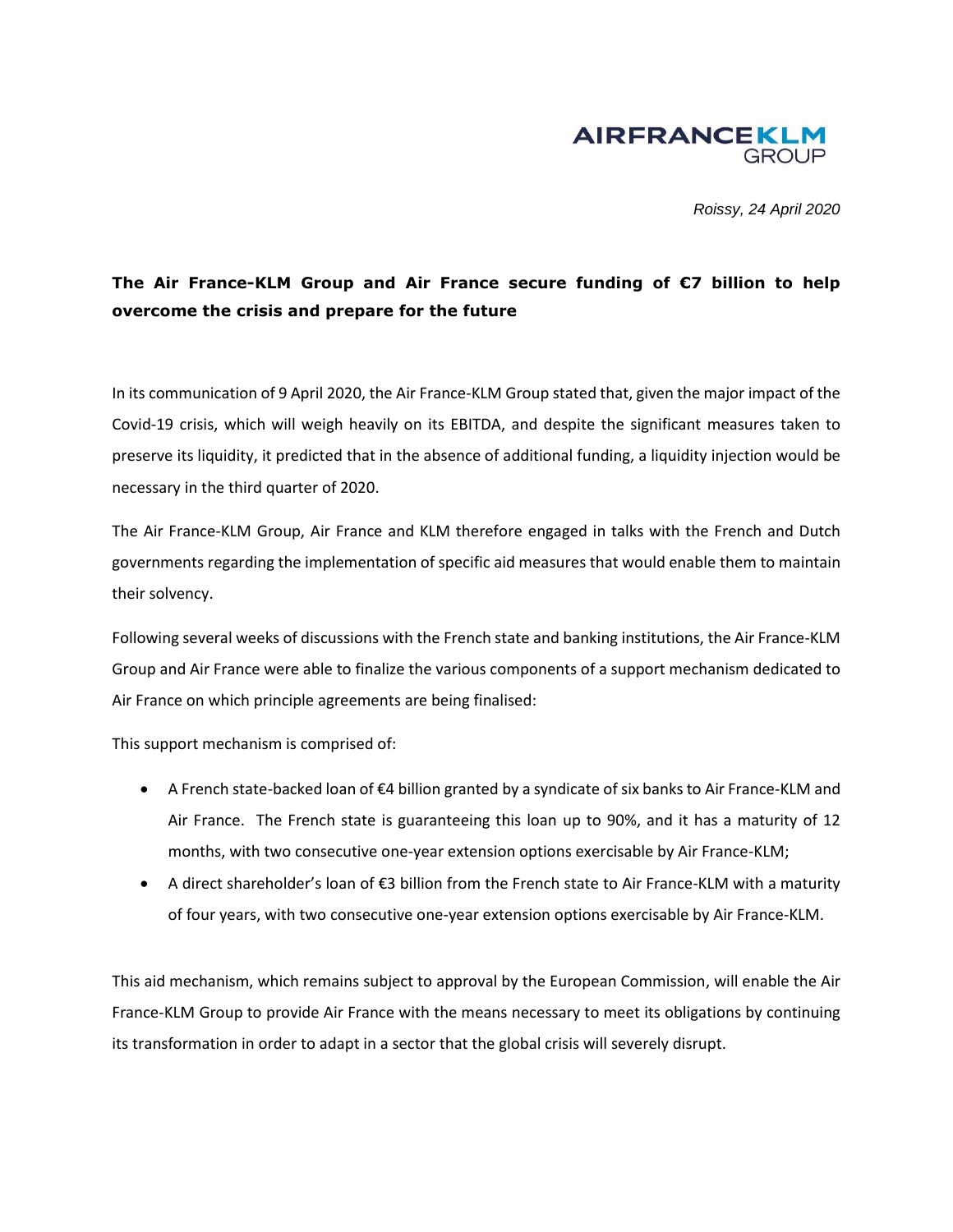AIRFRANCEKLM GROUP

*Roissy, 24 April 2020*

**The Air France-KLM Group and Air France secure funding of €7 billion to help overcome the crisis and prepare for the future**

In its communication of 9 April 2020, the Air France-KLM Group stated that, given the major impact of the Covid-19 crisis, which will weigh heavily on its EBITDA, and despite the significant measures taken to preserve its liquidity, it predicted that in the absence of additional funding, a liquidity injection would be necessary in the third quarter of 2020.

The Air France-KLM Group, Air France and KLM therefore engaged in talks with the French and Dutch governments regarding the implementation of specific aid measures that would enable them to maintain their solvency.

Following several weeks of discussions with the French state and banking institutions, the Air France-KLM Group and Air France were able to finalize the various components of a support mechanism dedicated to Air France on which principle agreements are being finalised:

This support mechanism is comprised of:

- A French state-backed loan of €4 billion granted by a syndicate of six banks to Air France-KLM and Air France. The French state is guaranteeing this loan up to 90%, and it has a maturity of 12 months, with two consecutive one-year extension options exercisable by Air France-KLM;
- A direct shareholder's loan of €3 billion from the French state to Air France-KLM with a maturity of four years, with two consecutive one-year extension options exercisable by Air France-KLM.

This aid mechanism, which remains subject to approval by the European Commission, will enable the Air France-KLM Group to provide Air France with the means necessary to meet its obligations by continuing its transformation in order to adapt in a sector that the global crisis will severely disrupt.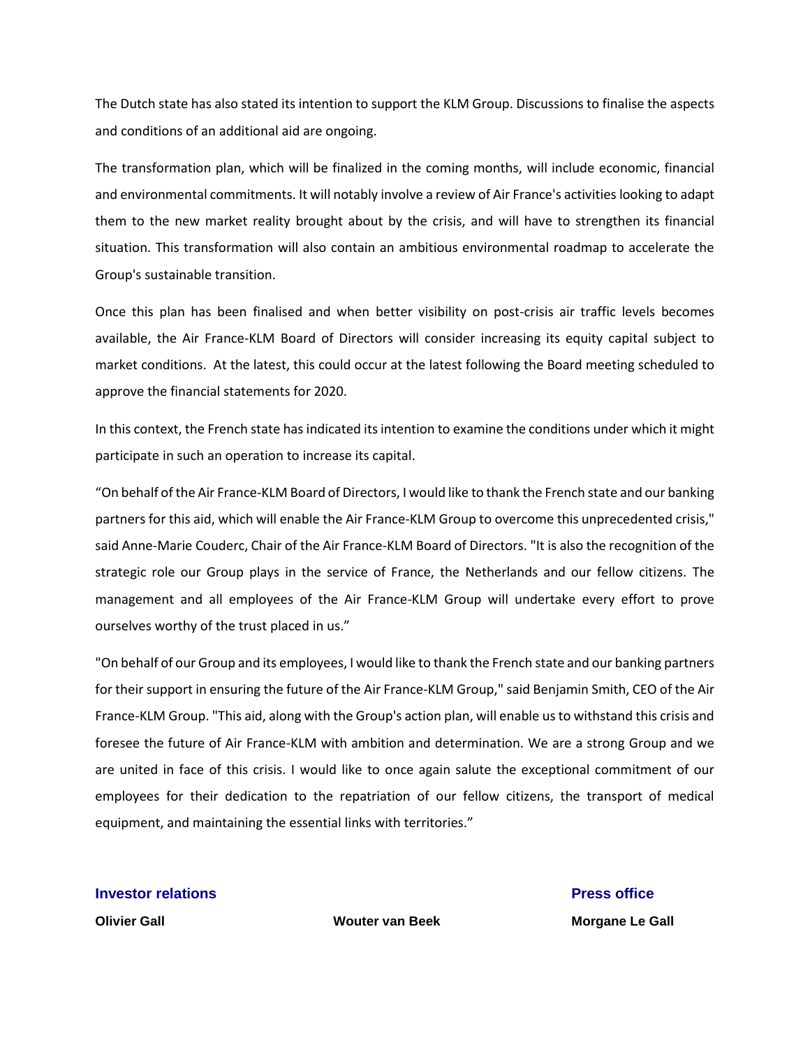The Dutch state has also stated its intention to support the KLM Group. Discussions to finalise the aspects and conditions of an additional aid are ongoing.

The transformation plan, which will be finalized in the coming months, will include economic, financial and environmental commitments. It will notably involve a review of Air France's activities looking to adapt them to the new market reality brought about by the crisis, and will have to strengthen its financial situation. This transformation will also contain an ambitious environmental roadmap to accelerate the Group's sustainable transition.

Once this plan has been finalised and when better visibility on post-crisis air traffic levels becomes available, the Air France-KLM Board of Directors will consider increasing its equity capital subject to market conditions. At the latest, this could occur at the latest following the Board meeting scheduled to approve the financial statements for 2020.

In this context, the French state has indicated its intention to examine the conditions under which it might participate in such an operation to increase its capital.

“On behalf of the Air France-KLM Board of Directors, I would like to thank the French state and our banking partners for this aid, which will enable the Air France-KLM Group to overcome this unprecedented crisis," said Anne-Marie Couderc, Chair of the Air France-KLM Board of Directors. "It is also the recognition of the strategic role our Group plays in the service of France, the Netherlands and our fellow citizens. The management and all employees of the Air France-KLM Group will undertake every effort to prove ourselves worthy of the trust placed in us.”

"On behalf of our Group and its employees, I would like to thank the French state and our banking partners for their support in ensuring the future of the Air France-KLM Group," said Benjamin Smith, CEO of the Air France-KLM Group. "This aid, along with the Group's action plan, will enable us to withstand this crisis and foresee the future of Air France-KLM with ambition and determination. We are a strong Group and we are united in face of this crisis. I would like to once again salute the exceptional commitment of our employees for their dedication to the repatriation of our fellow citizens, the transport of medical equipment, and maintaining the essential links with territories.”

**Investor relations**

**Olivier Gall**

**Wouter van Beek**

**Press office**

**Morgane Le Gall**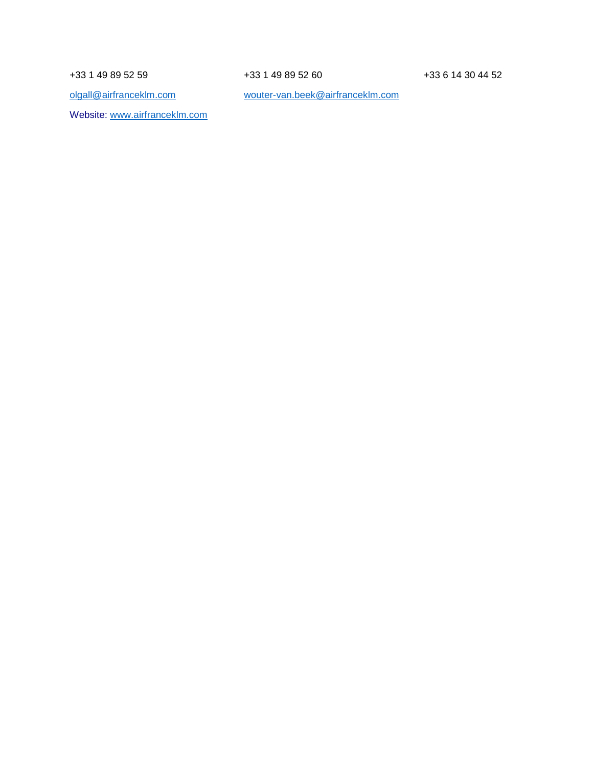| | | |
|---|---|---|
| +33 1 49 89 52 59 | +33 1 49 89 52 60 | +33 6 14 30 44 52 |
| olgall@airfranceklm.com | wouter-van.beek@airfranceklm.com | |

Website: www.airfranceklm.com